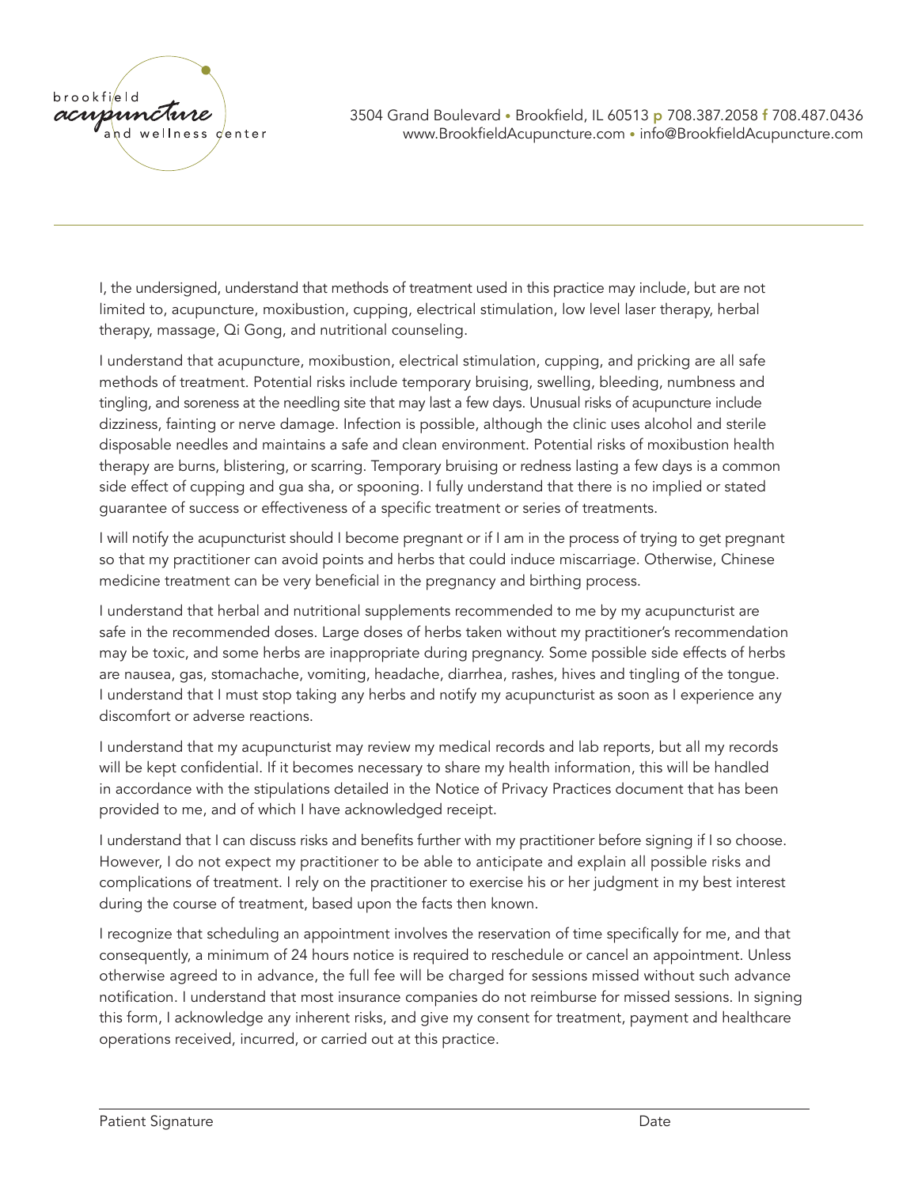brookfield **acupuncture** and wellness center

3504 Grand Boulevard • Brookfield, IL 60513 **p** 708.387.2058 **f** 708.487.0436
www.BrookfieldAcupuncture.com • info@BrookfieldAcupuncture.com

---

I, the undersigned, understand that methods of treatment used in this practice may include, but are not limited to, acupuncture, moxibustion, cupping, electrical stimulation, low level laser therapy, herbal therapy, massage, Qi Gong, and nutritional counseling.

I understand that acupuncture, moxibustion, electrical stimulation, cupping, and pricking are all safe methods of treatment. Potential risks include temporary bruising, swelling, bleeding, numbness and tingling, and soreness at the needling site that may last a few days. Unusual risks of acupuncture include dizziness, fainting or nerve damage. Infection is possible, although the clinic uses alcohol and sterile disposable needles and maintains a safe and clean environment. Potential risks of moxibustion health therapy are burns, blistering, or scarring. Temporary bruising or redness lasting a few days is a common side effect of cupping and gua sha, or spooning. I fully understand that there is no implied or stated guarantee of success or effectiveness of a specific treatment or series of treatments.

I will notify the acupuncturist should I become pregnant or if I am in the process of trying to get pregnant so that my practitioner can avoid points and herbs that could induce miscarriage. Otherwise, Chinese medicine treatment can be very beneficial in the pregnancy and birthing process.

I understand that herbal and nutritional supplements recommended to me by my acupuncturist are safe in the recommended doses. Large doses of herbs taken without my practitioner's recommendation may be toxic, and some herbs are inappropriate during pregnancy. Some possible side effects of herbs are nausea, gas, stomachache, vomiting, headache, diarrhea, rashes, hives and tingling of the tongue. I understand that I must stop taking any herbs and notify my acupuncturist as soon as I experience any discomfort or adverse reactions.

I understand that my acupuncturist may review my medical records and lab reports, but all my records will be kept confidential. If it becomes necessary to share my health information, this will be handled in accordance with the stipulations detailed in the Notice of Privacy Practices document that has been provided to me, and of which I have acknowledged receipt.

I understand that I can discuss risks and benefits further with my practitioner before signing if I so choose. However, I do not expect my practitioner to be able to anticipate and explain all possible risks and complications of treatment. I rely on the practitioner to exercise his or her judgment in my best interest during the course of treatment, based upon the facts then known.

I recognize that scheduling an appointment involves the reservation of time specifically for me, and that consequently, a minimum of 24 hours notice is required to reschedule or cancel an appointment. Unless otherwise agreed to in advance, the full fee will be charged for sessions missed without such advance notification. I understand that most insurance companies do not reimburse for missed sessions. In signing this form, I acknowledge any inherent risks, and give my consent for treatment, payment and healthcare operations received, incurred, or carried out at this practice.

\_\_\_\_\_\_\_\_\_\_\_\_\_\_\_\_\_\_\_\_\_\_\_\_\_\_\_\_\_\_\_\_\_\_\_\_\_\_\_\_\_\_\_\_\_\_\_\_\_\_\_\_\_\_\_\_\_\_\_\_\_\_\_\_\_\_\_\_\_\_\_\_

Patient Signature                                                                                    Date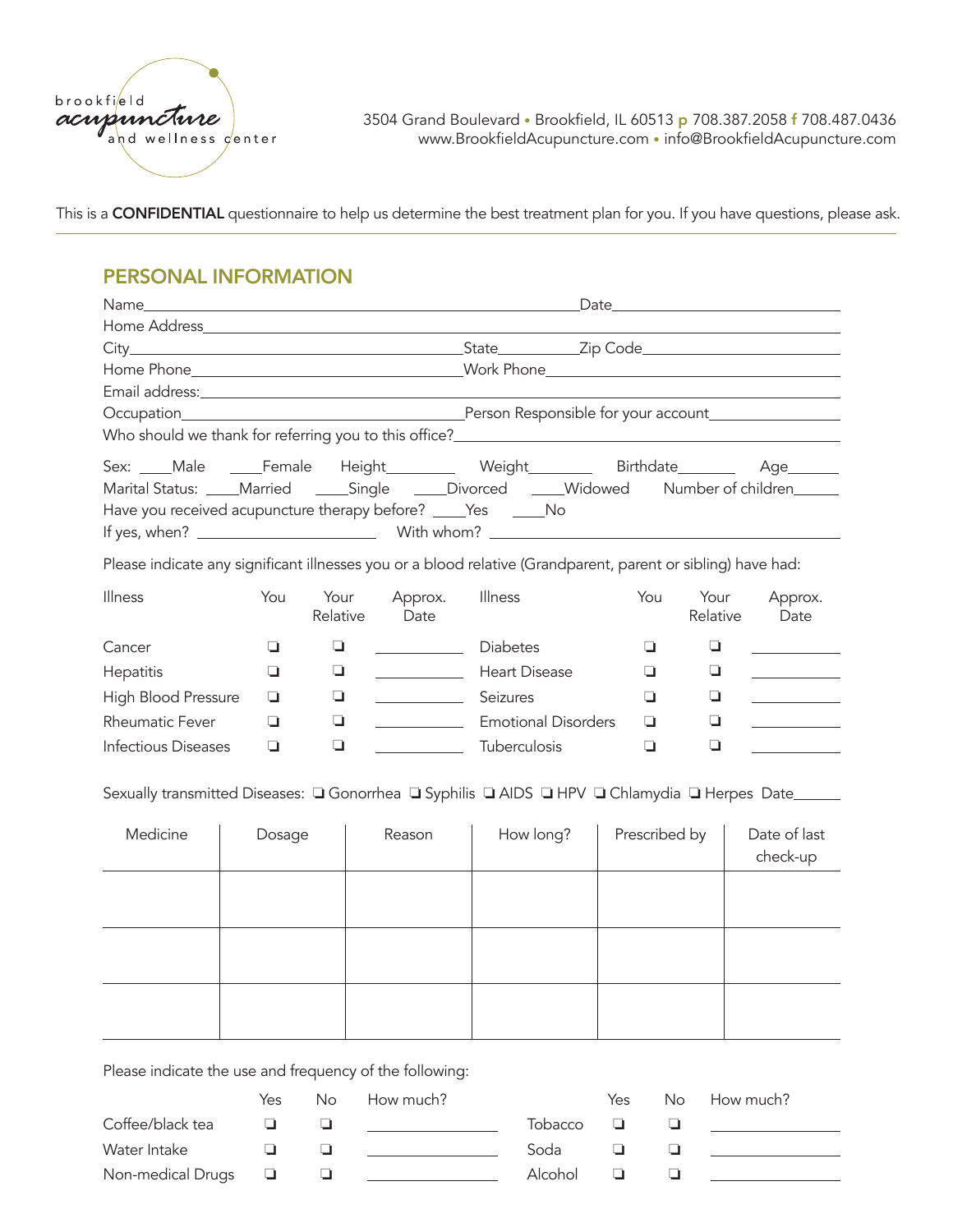brookfield acupuncture and wellness center

3504 Grand Boulevard • Brookfield, IL 60513 p 708.387.2058 f 708.487.0436
www.BrookfieldAcupuncture.com • info@BrookfieldAcupuncture.com

This is a **CONFIDENTIAL** questionnaire to help us determine the best treatment plan for you. If you have questions, please ask.

## PERSONAL INFORMATION

Name_______________________________ Date_______________

Home Address_______________________________

City_______________ State_______ Zip Code_______________

Home Phone_______________ Work Phone_______________

Email address:_______________________________

Occupation_______________ Person Responsible for your account_______________

Who should we thank for referring you to this office?_______________________________

Sex: ____Male ____Female Height________ Weight________ Birthdate_______ Age______

Marital Status: ____Married ____Single ____Divorced ____Widowed Number of children______

Have you received acupuncture therapy before? ____Yes ____No

If yes, when? _______________ With whom? _______________

Please indicate any significant illnesses you or a blood relative (Grandparent, parent or sibling) have had:

| Illness | You | Your Relative | Approx. Date | Illness | You | Your Relative | Approx. Date |
|---|---|---|---|---|---|---|---|
| Cancer | ❏ | ❏ | ________ | Diabetes | ❏ | ❏ | ________ |
| Hepatitis | ❏ | ❏ | ________ | Heart Disease | ❏ | ❏ | ________ |
| High Blood Pressure | ❏ | ❏ | ________ | Seizures | ❏ | ❏ | ________ |
| Rheumatic Fever | ❏ | ❏ | ________ | Emotional Disorders | ❏ | ❏ | ________ |
| Infectious Diseases | ❏ | ❏ | ________ | Tuberculosis | ❏ | ❏ | ________ |

Sexually transmitted Diseases: ❏ Gonorrhea ❏ Syphilis ❏ AIDS ❏ HPV ❏ Chlamydia ❏ Herpes Date______

| Medicine | Dosage | Reason | How long? | Prescribed by | Date of last check-up |
|---|---|---|---|---|---|
| | | | | | |
| | | | | | |
| | | | | | |

Please indicate the use and frequency of the following:

| | Yes | No | How much? | | Yes | No | How much? |
|---|---|---|---|---|---|---|---|
| Coffee/black tea | ❏ | ❏ | ________ | Tobacco | ❏ | ❏ | ________ |
| Water Intake | ❏ | ❏ | ________ | Soda | ❏ | ❏ | ________ |
| Non-medical Drugs | ❏ | ❏ | ________ | Alcohol | ❏ | ❏ | ________ |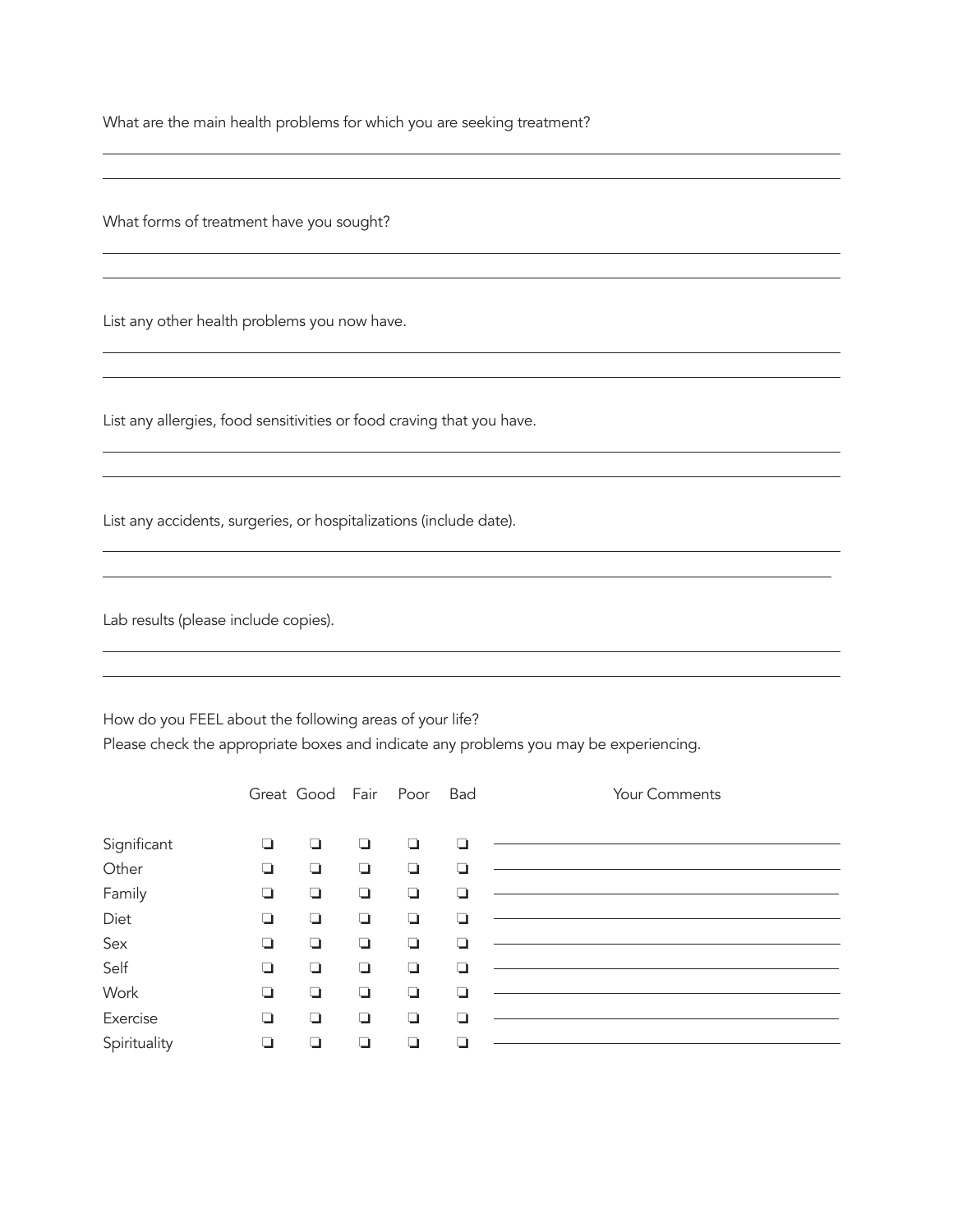What are the main health problems for which you are seeking treatment?

______________________________________________________________________________

______________________________________________________________________________

What forms of treatment have you sought?

______________________________________________________________________________

______________________________________________________________________________

List any other health problems you now have.

______________________________________________________________________________

______________________________________________________________________________

List any allergies, food sensitivities or food craving that you have.

______________________________________________________________________________

______________________________________________________________________________

List any accidents, surgeries, or hospitalizations (include date).

______________________________________________________________________________

______________________________________________________________________________

Lab results (please include copies).

______________________________________________________________________________

______________________________________________________________________________

How do you FEEL about the following areas of your life?
Please check the appropriate boxes and indicate any problems you may be experiencing.

| | Great | Good | Fair | Poor | Bad | Your Comments |
|---|---|---|---|---|---|---|
| Significant | ❑ | ❑ | ❑ | ❑ | ❑ | |
| Other | ❑ | ❑ | ❑ | ❑ | ❑ | |
| Family | ❑ | ❑ | ❑ | ❑ | ❑ | |
| Diet | ❑ | ❑ | ❑ | ❑ | ❑ | |
| Sex | ❑ | ❑ | ❑ | ❑ | ❑ | |
| Self | ❑ | ❑ | ❑ | ❑ | ❑ | |
| Work | ❑ | ❑ | ❑ | ❑ | ❑ | |
| Exercise | ❑ | ❑ | ❑ | ❑ | ❑ | |
| Spirituality | ❑ | ❑ | ❑ | ❑ | ❑ | |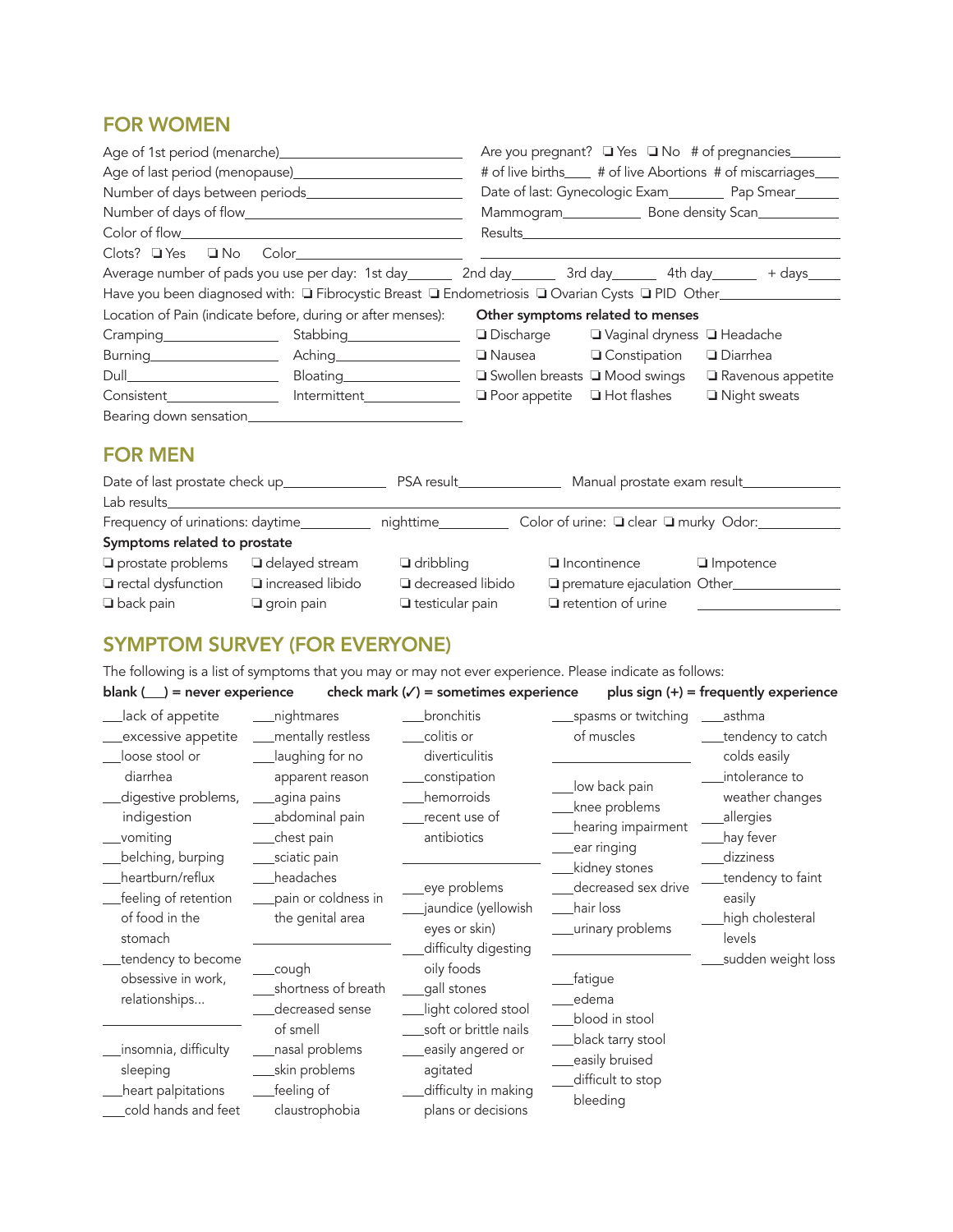## FOR WOMEN

Age of 1st period (menarche)\_\_\_\_\_\_\_\_\_\_\_\_\_\_\_\_\_\_\_\_

Age of last period (menopause)\_\_\_\_\_\_\_\_\_\_\_\_\_\_\_\_\_\_\_\_

Number of days between periods\_\_\_\_\_\_\_\_\_\_\_\_\_\_\_\_\_\_\_\_

Number of days of flow\_\_\_\_\_\_\_\_\_\_\_\_\_\_\_\_\_\_\_\_

Color of flow\_\_\_\_\_\_\_\_\_\_\_\_\_\_\_\_\_\_\_\_

Clots? ❑ Yes ❑ No Color\_\_\_\_\_\_\_\_\_\_\_\_\_\_\_\_\_\_\_\_

Are you pregnant? ❑ Yes ❑ No # of pregnancies\_\_\_\_\_\_\_

# of live births\_\_\_\_ # of live Abortions # of miscarriages\_\_\_\_

Date of last: Gynecologic Exam\_\_\_\_\_\_\_\_ Pap Smear\_\_\_\_\_\_

Mammogram\_\_\_\_\_\_\_\_\_\_\_ Bone density Scan\_\_\_\_\_\_\_\_\_\_\_

Results\_\_\_\_\_\_\_\_\_\_\_\_\_\_\_\_\_\_\_\_\_\_\_\_\_\_\_\_\_\_\_\_\_\_\_\_\_\_\_\_

Average number of pads you use per day: 1st day\_\_\_\_\_\_ 2nd day\_\_\_\_\_\_ 3rd day\_\_\_\_\_\_ 4th day\_\_\_\_\_\_ + days\_\_\_\_\_

Have you been diagnosed with: ❑ Fibrocystic Breast ❑ Endometriosis ❑ Ovarian Cysts ❑ PID Other\_\_\_\_\_\_\_\_\_\_\_\_\_\_

Location of Pain (indicate before, during or after menses):

Cramping\_\_\_\_\_\_\_\_\_\_\_\_\_\_\_\_ Stabbing\_\_\_\_\_\_\_\_\_\_\_\_\_\_\_\_

Burning\_\_\_\_\_\_\_\_\_\_\_\_\_\_\_\_ Aching\_\_\_\_\_\_\_\_\_\_\_\_\_\_\_\_

Dull\_\_\_\_\_\_\_\_\_\_\_\_\_\_\_\_ Bloating\_\_\_\_\_\_\_\_\_\_\_\_\_\_\_\_

Consistent\_\_\_\_\_\_\_\_\_\_\_\_\_\_\_\_ Intermittent\_\_\_\_\_\_\_\_\_\_\_\_\_\_\_\_

Bearing down sensation\_\_\_\_\_\_\_\_\_\_\_\_\_\_\_\_\_\_\_\_\_\_\_\_\_\_\_\_\_\_

**Other symptoms related to menses**

❑ Discharge ❑ Vaginal dryness ❑ Headache

❑ Nausea ❑ Constipation ❑ Diarrhea

❑ Swollen breasts ❑ Mood swings ❑ Ravenous appetite

❑ Poor appetite ❑ Hot flashes ❑ Night sweats

## FOR MEN

Date of last prostate check up\_\_\_\_\_\_\_\_\_\_\_\_\_\_ PSA result\_\_\_\_\_\_\_\_\_\_\_\_\_\_ Manual prostate exam result\_\_\_\_\_\_\_\_\_\_\_\_\_\_

Lab results\_\_\_\_\_\_\_\_\_\_\_\_\_\_\_\_\_\_\_\_\_\_\_\_\_\_\_\_\_\_\_\_\_\_\_\_\_\_\_\_\_\_\_\_\_\_\_\_\_\_\_\_

Frequency of urinations: daytime\_\_\_\_\_\_\_\_\_\_ nighttime\_\_\_\_\_\_\_\_\_\_ Color of urine: ❑ clear ❑ murky Odor:\_\_\_\_\_\_\_\_\_\_\_\_

**Symptoms related to prostate**

❑ prostate problems ❑ delayed stream ❑ dribbling ❑ Incontinence ❑ Impotence

❑ rectal dysfunction ❑ increased libido ❑ decreased libido ❑ premature ejaculation Other\_\_\_\_\_\_\_\_\_\_\_\_\_\_\_

❑ back pain ❑ groin pain ❑ testicular pain ❑ retention of urine \_\_\_\_\_\_\_\_\_\_\_\_\_\_\_

## SYMPTOM SURVEY (FOR EVERYONE)

The following is a list of symptoms that you may or may not ever experience. Please indicate as follows:

**blank (\_\_\_) = never experience check mark (✓) = sometimes experience plus sign (+) = frequently experience**

\_\_\_lack of appetite
\_\_\_excessive appetite
\_\_\_loose stool or diarrhea
\_\_\_digestive problems, indigestion
\_\_\_vomiting
\_\_\_belching, burping
\_\_\_heartburn/reflux
\_\_\_feeling of retention of food in the stomach
\_\_\_tendency to become obsessive in work, relationships...

\_\_\_\_\_\_\_\_\_\_\_\_\_\_\_\_\_\_\_\_

\_\_\_insomnia, difficulty sleeping
\_\_\_heart palpitations
\_\_\_cold hands and feet

\_\_\_nightmares
\_\_\_mentally restless
\_\_\_laughing for no apparent reason
\_\_\_agina pains
\_\_\_abdominal pain
\_\_\_chest pain
\_\_\_sciatic pain
\_\_\_headaches
\_\_\_pain or coldness in the genital area

\_\_\_\_\_\_\_\_\_\_\_\_\_\_\_\_\_\_\_\_

\_\_\_cough
\_\_\_shortness of breath
\_\_\_decreased sense of smell
\_\_\_nasal problems
\_\_\_skin problems
\_\_\_feeling of claustrophobia

\_\_\_bronchitis
\_\_\_colitis or diverticulitis
\_\_\_constipation
\_\_\_hemorroids
\_\_\_recent use of antibiotics

\_\_\_\_\_\_\_\_\_\_\_\_\_\_\_\_\_\_\_\_

\_\_\_eye problems
\_\_\_jaundice (yellowish eyes or skin)
\_\_\_difficulty digesting oily foods
\_\_\_gall stones
\_\_\_light colored stool
\_\_\_soft or brittle nails
\_\_\_easily angered or agitated
\_\_\_difficulty in making plans or decisions

\_\_\_spasms or twitching of muscles

\_\_\_\_\_\_\_\_\_\_\_\_\_\_\_\_\_\_\_\_

\_\_\_low back pain
\_\_\_knee problems
\_\_\_hearing impairment
\_\_\_ear ringing
\_\_\_kidney stones
\_\_\_decreased sex drive
\_\_\_hair loss
\_\_\_urinary problems

\_\_\_\_\_\_\_\_\_\_\_\_\_\_\_\_\_\_\_\_

\_\_\_fatigue
\_\_\_edema
\_\_\_blood in stool
\_\_\_black tarry stool
\_\_\_easily bruised
\_\_\_difficult to stop bleeding

\_\_\_asthma
\_\_\_tendency to catch colds easily
\_\_\_intolerance to weather changes
\_\_\_allergies
\_\_\_hay fever
\_\_\_dizziness
\_\_\_tendency to faint easily
\_\_\_high cholesteral levels
\_\_\_sudden weight loss